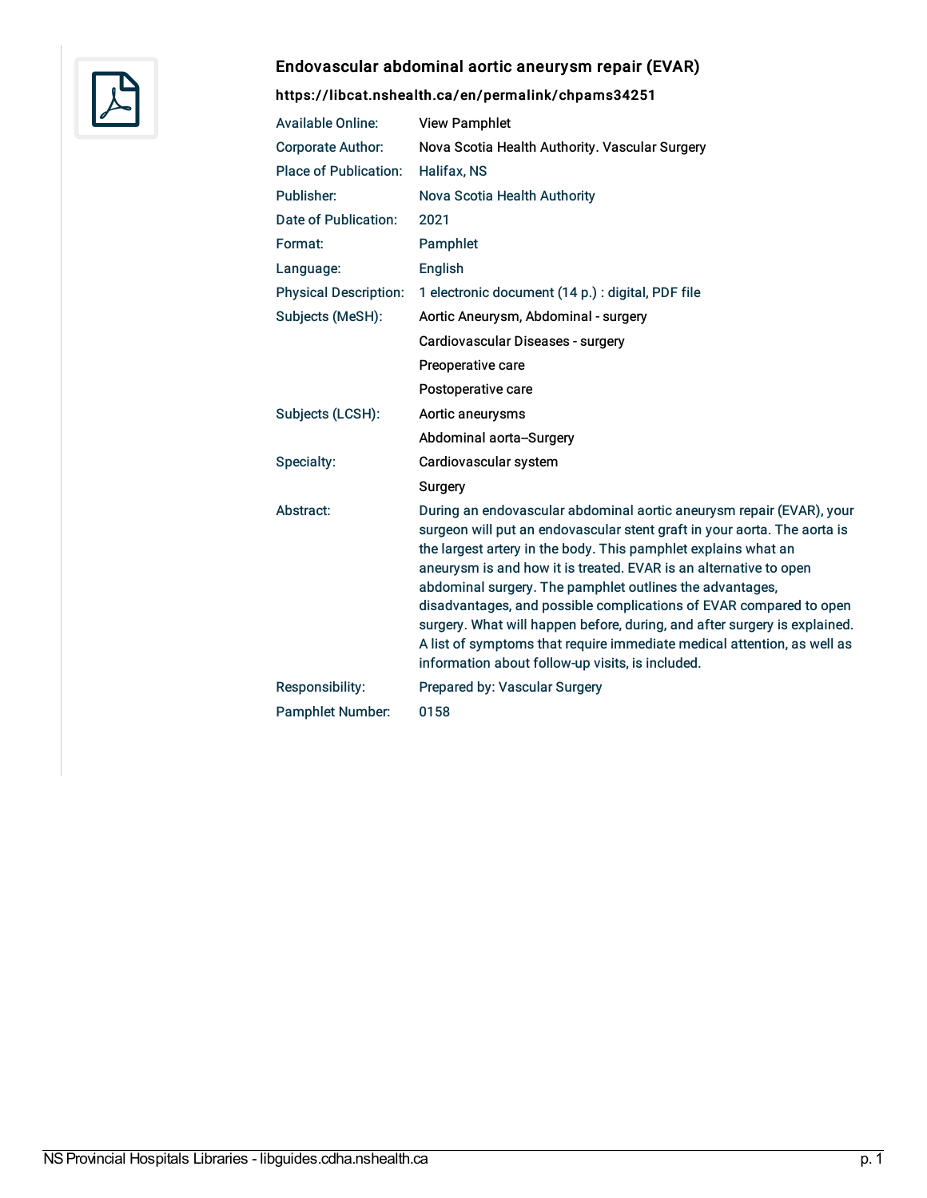## Endovascular abdominal aortic aneurysm repair (EVAR)

**https://libcat.nshealth.ca/en/permalink/chpams34251**

| | |
|---|---|
| Available Online: | View Pamphlet |
| Corporate Author: | Nova Scotia Health Authority. Vascular Surgery |
| Place of Publication: | Halifax, NS |
| Publisher: | Nova Scotia Health Authority |
| Date of Publication: | 2021 |
| Format: | Pamphlet |
| Language: | English |
| Physical Description: | 1 electronic document (14 p.) : digital, PDF file |
| Subjects (MeSH): | Aortic Aneurysm, Abdominal - surgery |
| | Cardiovascular Diseases - surgery |
| | Preoperative care |
| | Postoperative care |
| Subjects (LCSH): | Aortic aneurysms |
| | Abdominal aorta--Surgery |
| Specialty: | Cardiovascular system |
| | Surgery |
| Abstract: | During an endovascular abdominal aortic aneurysm repair (EVAR), your surgeon will put an endovascular stent graft in your aorta. The aorta is the largest artery in the body. This pamphlet explains what an aneurysm is and how it is treated. EVAR is an alternative to open abdominal surgery. The pamphlet outlines the advantages, disadvantages, and possible complications of EVAR compared to open surgery. What will happen before, during, and after surgery is explained. A list of symptoms that require immediate medical attention, as well as information about follow-up visits, is included. |
| Responsibility: | Prepared by: Vascular Surgery |
| Pamphlet Number: | 0158 |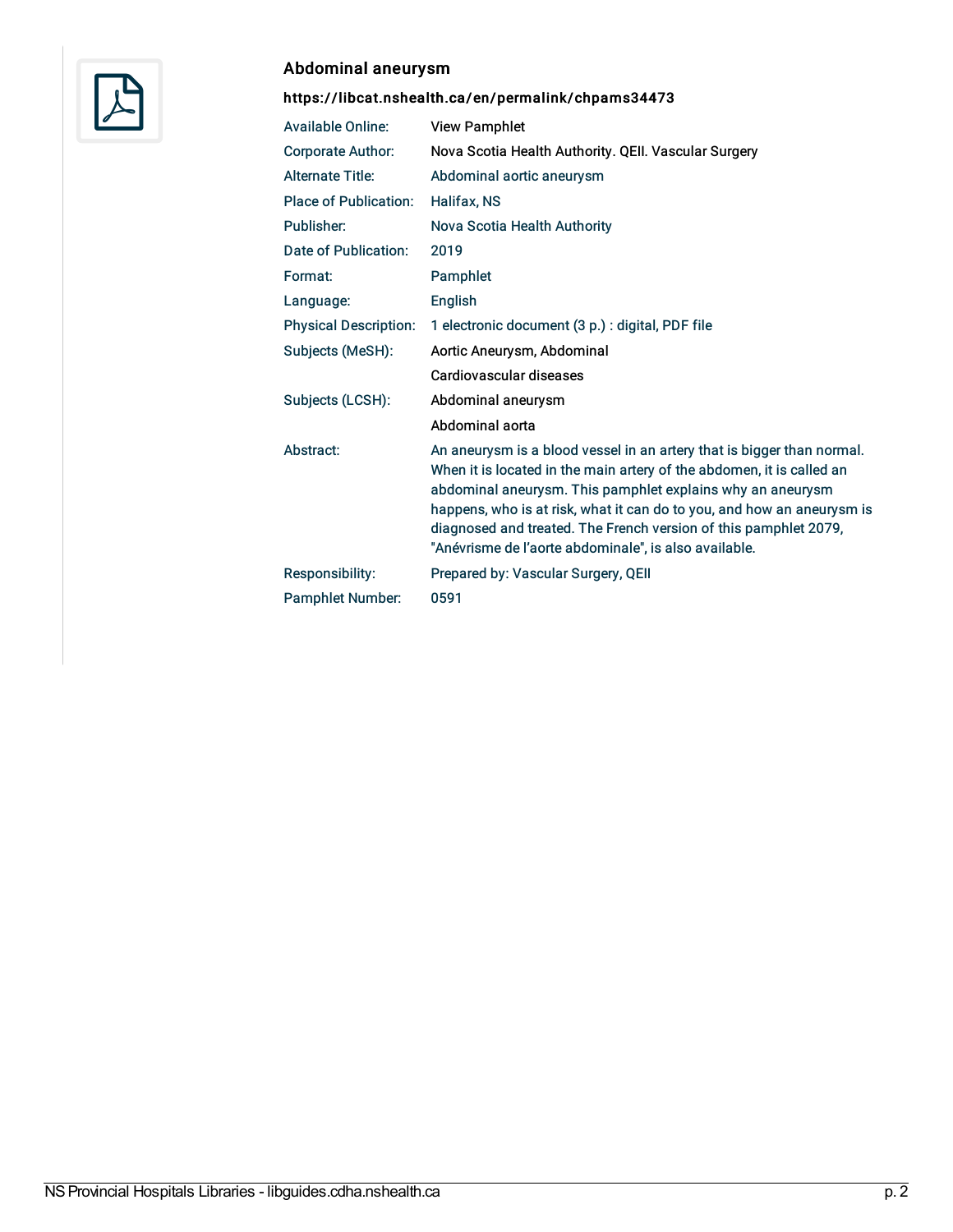### Abdominal aneurysm

**https://libcat.nshealth.ca/en/permalink/chpams34473**

| | |
|---|---|
| Available Online: | View Pamphlet |
| Corporate Author: | Nova Scotia Health Authority. QEII. Vascular Surgery |
| Alternate Title: | Abdominal aortic aneurysm |
| Place of Publication: | Halifax, NS |
| Publisher: | Nova Scotia Health Authority |
| Date of Publication: | 2019 |
| Format: | Pamphlet |
| Language: | English |
| Physical Description: | 1 electronic document (3 p.) : digital, PDF file |
| Subjects (MeSH): | Aortic Aneurysm, Abdominal |
| | Cardiovascular diseases |
| Subjects (LCSH): | Abdominal aneurysm |
| | Abdominal aorta |
| Abstract: | An aneurysm is a blood vessel in an artery that is bigger than normal. When it is located in the main artery of the abdomen, it is called an abdominal aneurysm. This pamphlet explains why an aneurysm happens, who is at risk, what it can do to you, and how an aneurysm is diagnosed and treated. The French version of this pamphlet 2079, "Anévrisme de l'aorte abdominale", is also available. |
| Responsibility: | Prepared by: Vascular Surgery, QEII |
| Pamphlet Number: | 0591 |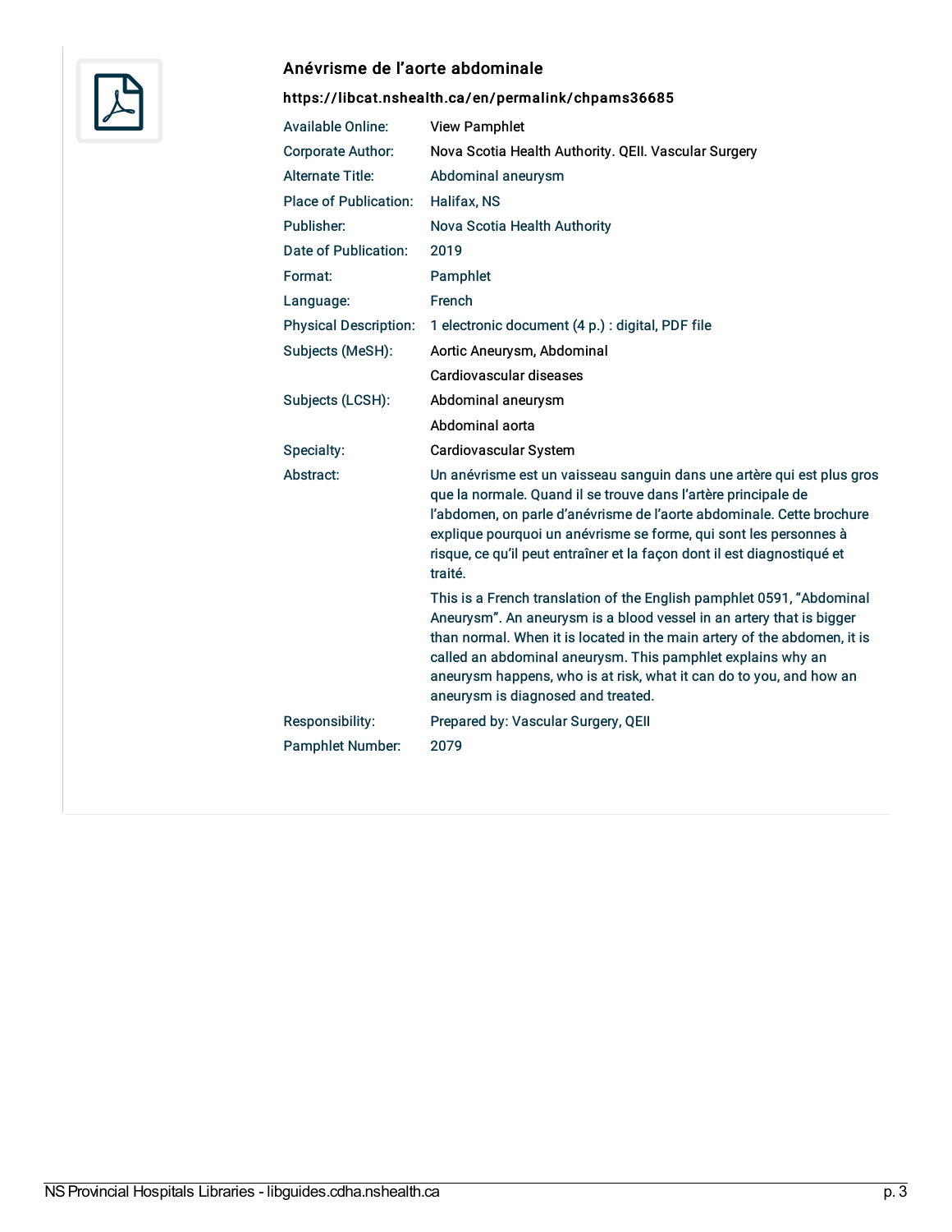## Anévrisme de l'aorte abdominale

**https://libcat.nshealth.ca/en/permalink/chpams36685**

| | |
|---|---|
| Available Online: | View Pamphlet |
| Corporate Author: | Nova Scotia Health Authority. QEII. Vascular Surgery |
| Alternate Title: | Abdominal aneurysm |
| Place of Publication: | Halifax, NS |
| Publisher: | Nova Scotia Health Authority |
| Date of Publication: | 2019 |
| Format: | Pamphlet |
| Language: | French |
| Physical Description: | 1 electronic document (4 p.) : digital, PDF file |
| Subjects (MeSH): | Aortic Aneurysm, Abdominal<br>Cardiovascular diseases |
| Subjects (LCSH): | Abdominal aneurysm<br>Abdominal aorta |
| Specialty: | Cardiovascular System |
| Abstract: | Un anévrisme est un vaisseau sanguin dans une artère qui est plus gros que la normale. Quand il se trouve dans l'artère principale de l'abdomen, on parle d'anévrisme de l'aorte abdominale. Cette brochure explique pourquoi un anévrisme se forme, qui sont les personnes à risque, ce qu'il peut entraîner et la façon dont il est diagnostiqué et traité.<br>This is a French translation of the English pamphlet 0591, "Abdominal Aneurysm". An aneurysm is a blood vessel in an artery that is bigger than normal. When it is located in the main artery of the abdomen, it is called an abdominal aneurysm. This pamphlet explains why an aneurysm happens, who is at risk, what it can do to you, and how an aneurysm is diagnosed and treated. |
| Responsibility: | Prepared by: Vascular Surgery, QEII |
| Pamphlet Number: | 2079 |